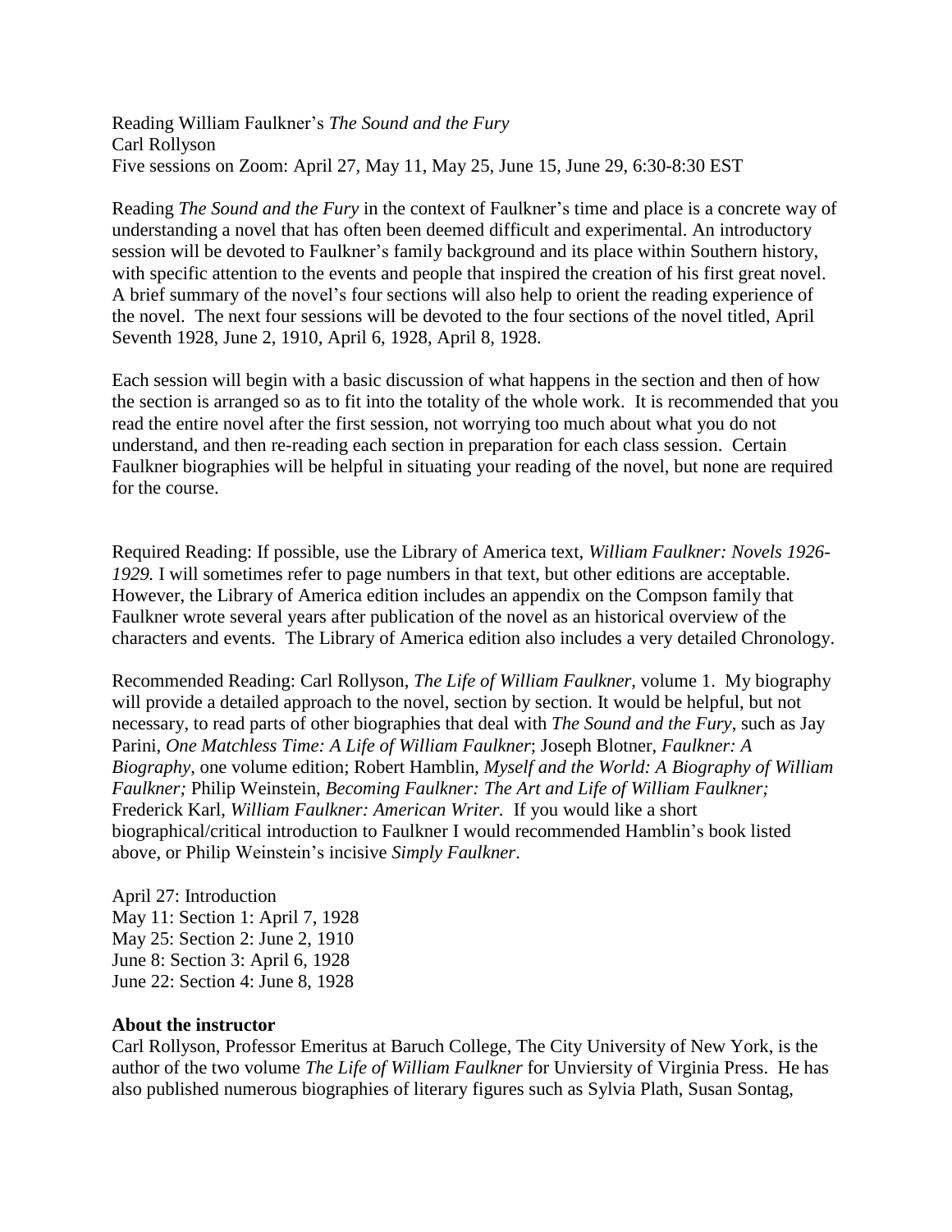Reading William Faulkner's *The Sound and the Fury*
Carl Rollyson
Five sessions on Zoom: April 27, May 11, May 25, June 15, June 29, 6:30-8:30 EST

Reading *The Sound and the Fury* in the context of Faulkner's time and place is a concrete way of understanding a novel that has often been deemed difficult and experimental. An introductory session will be devoted to Faulkner's family background and its place within Southern history, with specific attention to the events and people that inspired the creation of his first great novel. A brief summary of the novel's four sections will also help to orient the reading experience of the novel. The next four sessions will be devoted to the four sections of the novel titled, April Seventh 1928, June 2, 1910, April 6, 1928, April 8, 1928.

Each session will begin with a basic discussion of what happens in the section and then of how the section is arranged so as to fit into the totality of the whole work. It is recommended that you read the entire novel after the first session, not worrying too much about what you do not understand, and then re-reading each section in preparation for each class session. Certain Faulkner biographies will be helpful in situating your reading of the novel, but none are required for the course.

Required Reading: If possible, use the Library of America text, *William Faulkner: Novels 1926-1929.* I will sometimes refer to page numbers in that text, but other editions are acceptable. However, the Library of America edition includes an appendix on the Compson family that Faulkner wrote several years after publication of the novel as an historical overview of the characters and events. The Library of America edition also includes a very detailed Chronology.

Recommended Reading: Carl Rollyson, *The Life of William Faulkner*, volume 1. My biography will provide a detailed approach to the novel, section by section. It would be helpful, but not necessary, to read parts of other biographies that deal with *The Sound and the Fury*, such as Jay Parini, *One Matchless Time: A Life of William Faulkner*; Joseph Blotner, *Faulkner: A Biography*, one volume edition; Robert Hamblin, *Myself and the World: A Biography of William Faulkner;* Philip Weinstein, *Becoming Faulkner: The Art and Life of William Faulkner;* Frederick Karl, *William Faulkner: American Writer.* If you would like a short biographical/critical introduction to Faulkner I would recommended Hamblin's book listed above, or Philip Weinstein's incisive *Simply Faulkner*.

April 27: Introduction
May 11: Section 1: April 7, 1928
May 25: Section 2: June 2, 1910
June 8: Section 3: April 6, 1928
June 22: Section 4: June 8, 1928

**About the instructor**

Carl Rollyson, Professor Emeritus at Baruch College, The City University of New York, is the author of the two volume *The Life of William Faulkner* for Unviersity of Virginia Press. He has also published numerous biographies of literary figures such as Sylvia Plath, Susan Sontag,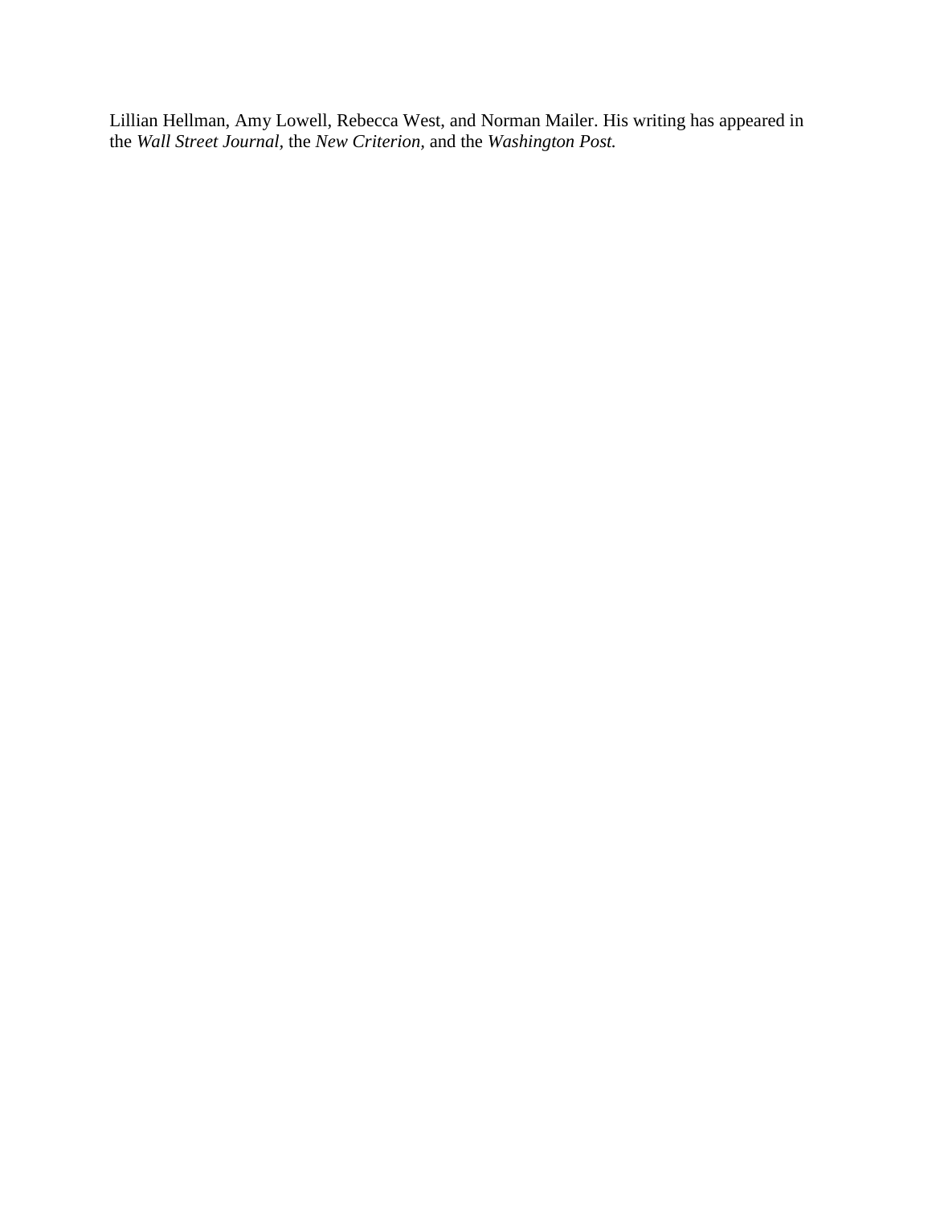Lillian Hellman, Amy Lowell, Rebecca West, and Norman Mailer. His writing has appeared in the *Wall Street Journal,* the *New Criterion,* and the *Washington Post.*